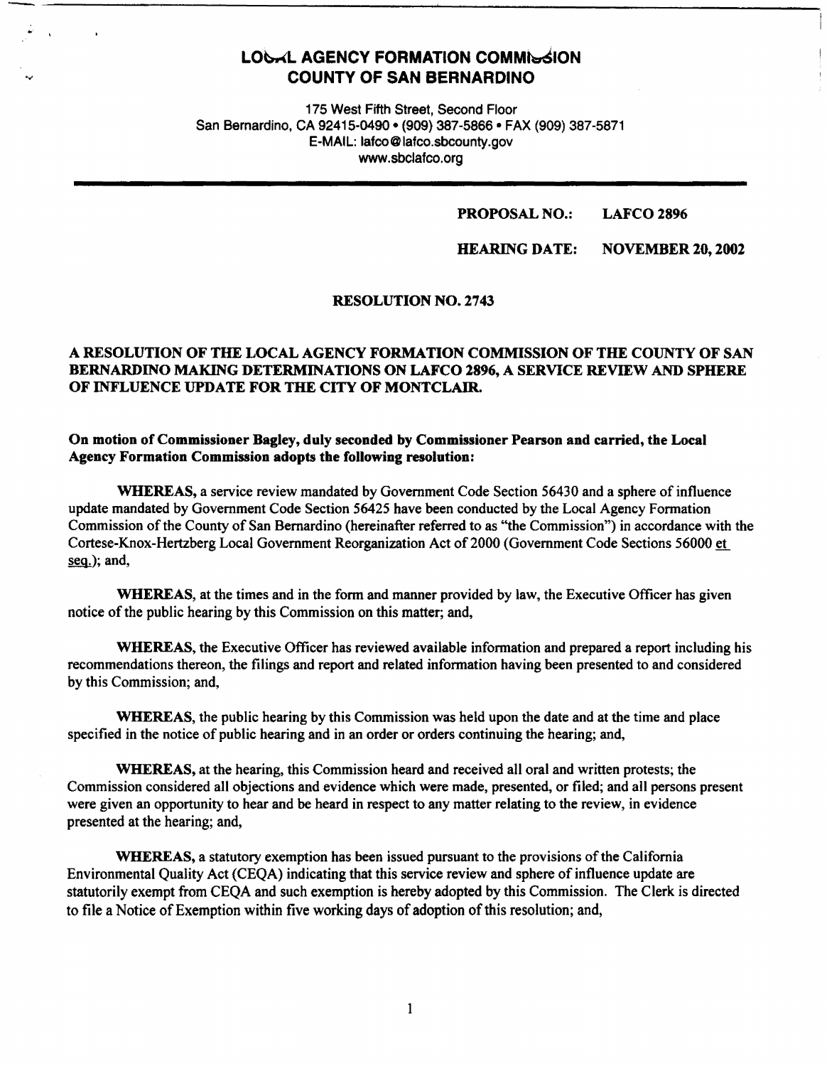# LOCAL AGENCY FORMATION COMMISSION
# COUNTY OF SAN BERNARDINO

175 West Fifth Street, Second Floor
San Bernardino, CA 92415-0490 • (909) 387-5866 • FAX (909) 387-5871
E-MAIL: lafco@lafco.sbcounty.gov
www.sbclafco.org

**PROPOSAL NO.: LAFCO 2896**

**HEARING DATE: NOVEMBER 20, 2002**

**RESOLUTION NO. 2743**

**A RESOLUTION OF THE LOCAL AGENCY FORMATION COMMISSION OF THE COUNTY OF SAN BERNARDINO MAKING DETERMINATIONS ON LAFCO 2896, A SERVICE REVIEW AND SPHERE OF INFLUENCE UPDATE FOR THE CITY OF MONTCLAIR.**

**On motion of Commissioner Bagley, duly seconded by Commissioner Pearson and carried, the Local Agency Formation Commission adopts the following resolution:**

**WHEREAS,** a service review mandated by Government Code Section 56430 and a sphere of influence update mandated by Government Code Section 56425 have been conducted by the Local Agency Formation Commission of the County of San Bernardino (hereinafter referred to as "the Commission") in accordance with the Cortese-Knox-Hertzberg Local Government Reorganization Act of 2000 (Government Code Sections 56000 et seq.); and,

**WHEREAS,** at the times and in the form and manner provided by law, the Executive Officer has given notice of the public hearing by this Commission on this matter; and,

**WHEREAS,** the Executive Officer has reviewed available information and prepared a report including his recommendations thereon, the filings and report and related information having been presented to and considered by this Commission; and,

**WHEREAS,** the public hearing by this Commission was held upon the date and at the time and place specified in the notice of public hearing and in an order or orders continuing the hearing; and,

**WHEREAS,** at the hearing, this Commission heard and received all oral and written protests; the Commission considered all objections and evidence which were made, presented, or filed; and all persons present were given an opportunity to hear and be heard in respect to any matter relating to the review, in evidence presented at the hearing; and,

**WHEREAS,** a statutory exemption has been issued pursuant to the provisions of the California Environmental Quality Act (CEQA) indicating that this service review and sphere of influence update are statutorily exempt from CEQA and such exemption is hereby adopted by this Commission. The Clerk is directed to file a Notice of Exemption within five working days of adoption of this resolution; and,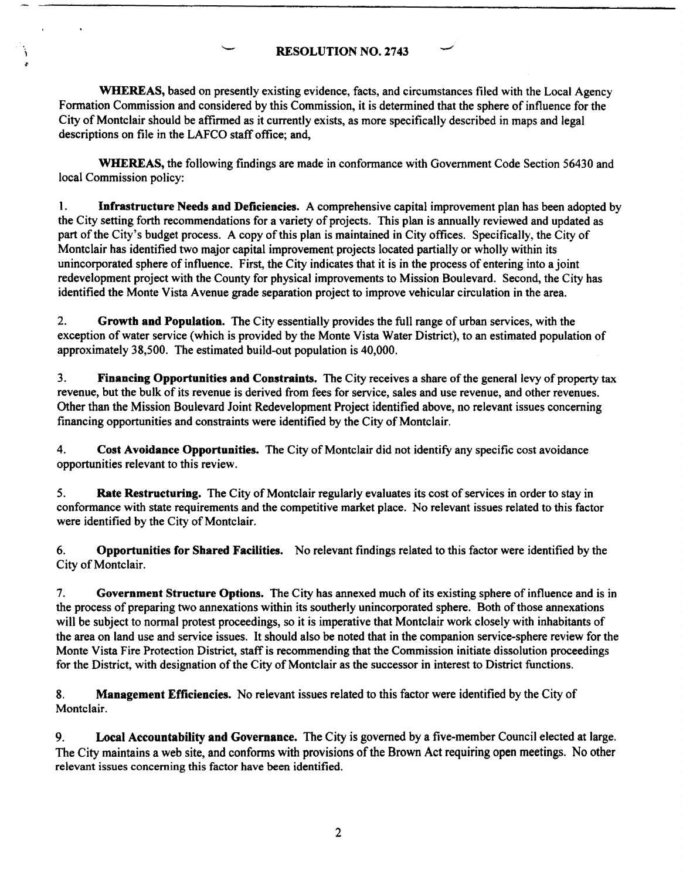# RESOLUTION NO. 2743

**WHEREAS,** based on presently existing evidence, facts, and circumstances filed with the Local Agency Formation Commission and considered by this Commission, it is determined that the sphere of influence for the City of Montclair should be affirmed as it currently exists, as more specifically described in maps and legal descriptions on file in the LAFCO staff office; and,

**WHEREAS,** the following findings are made in conformance with Government Code Section 56430 and local Commission policy:

1. **Infrastructure Needs and Deficiencies.** A comprehensive capital improvement plan has been adopted by the City setting forth recommendations for a variety of projects. This plan is annually reviewed and updated as part of the City's budget process. A copy of this plan is maintained in City offices. Specifically, the City of Montclair has identified two major capital improvement projects located partially or wholly within its unincorporated sphere of influence. First, the City indicates that it is in the process of entering into a joint redevelopment project with the County for physical improvements to Mission Boulevard. Second, the City has identified the Monte Vista Avenue grade separation project to improve vehicular circulation in the area.

2. **Growth and Population.** The City essentially provides the full range of urban services, with the exception of water service (which is provided by the Monte Vista Water District), to an estimated population of approximately 38,500. The estimated build-out population is 40,000.

3. **Financing Opportunities and Constraints.** The City receives a share of the general levy of property tax revenue, but the bulk of its revenue is derived from fees for service, sales and use revenue, and other revenues. Other than the Mission Boulevard Joint Redevelopment Project identified above, no relevant issues concerning financing opportunities and constraints were identified by the City of Montclair.

4. **Cost Avoidance Opportunities.** The City of Montclair did not identify any specific cost avoidance opportunities relevant to this review.

5. **Rate Restructuring.** The City of Montclair regularly evaluates its cost of services in order to stay in conformance with state requirements and the competitive market place. No relevant issues related to this factor were identified by the City of Montclair.

6. **Opportunities for Shared Facilities.** No relevant findings related to this factor were identified by the City of Montclair.

7. **Government Structure Options.** The City has annexed much of its existing sphere of influence and is in the process of preparing two annexations within its southerly unincorporated sphere. Both of those annexations will be subject to normal protest proceedings, so it is imperative that Montclair work closely with inhabitants of the area on land use and service issues. It should also be noted that in the companion service-sphere review for the Monte Vista Fire Protection District, staff is recommending that the Commission initiate dissolution proceedings for the District, with designation of the City of Montclair as the successor in interest to District functions.

8. **Management Efficiencies.** No relevant issues related to this factor were identified by the City of Montclair.

9. **Local Accountability and Governance.** The City is governed by a five-member Council elected at large. The City maintains a web site, and conforms with provisions of the Brown Act requiring open meetings. No other relevant issues concerning this factor have been identified.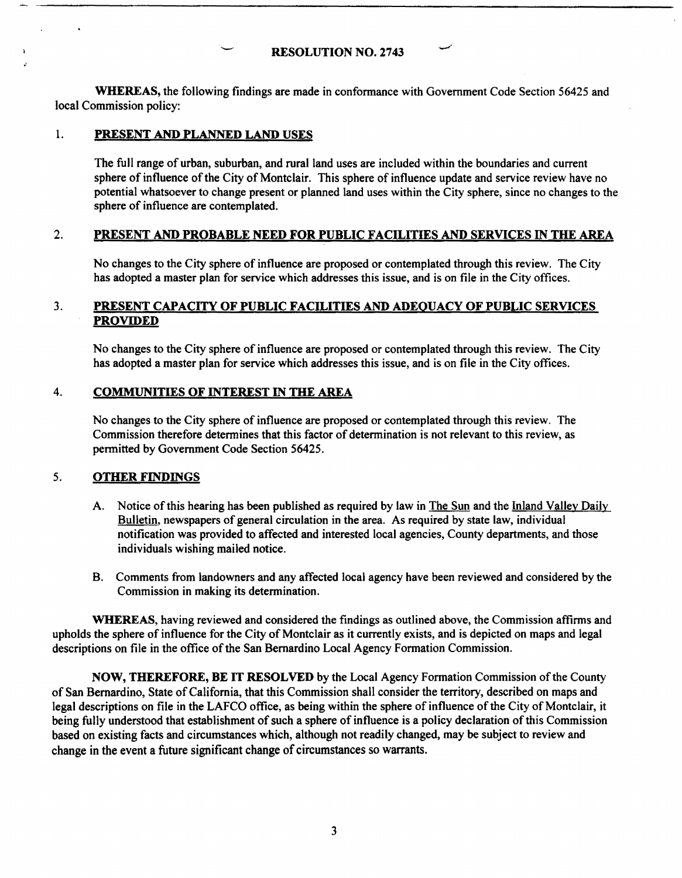# RESOLUTION NO. 2743

**WHEREAS,** the following findings are made in conformance with Government Code Section 56425 and local Commission policy:

## 1. PRESENT AND PLANNED LAND USES

The full range of urban, suburban, and rural land uses are included within the boundaries and current sphere of influence of the City of Montclair. This sphere of influence update and service review have no potential whatsoever to change present or planned land uses within the City sphere, since no changes to the sphere of influence are contemplated.

## 2. PRESENT AND PROBABLE NEED FOR PUBLIC FACILITIES AND SERVICES IN THE AREA

No changes to the City sphere of influence are proposed or contemplated through this review. The City has adopted a master plan for service which addresses this issue, and is on file in the City offices.

## 3. PRESENT CAPACITY OF PUBLIC FACILITIES AND ADEQUACY OF PUBLIC SERVICES PROVIDED

No changes to the City sphere of influence are proposed or contemplated through this review. The City has adopted a master plan for service which addresses this issue, and is on file in the City offices.

## 4. COMMUNITIES OF INTEREST IN THE AREA

No changes to the City sphere of influence are proposed or contemplated through this review. The Commission therefore determines that this factor of determination is not relevant to this review, as permitted by Government Code Section 56425.

## 5. OTHER FINDINGS

A. Notice of this hearing has been published as required by law in The Sun and the Inland Valley Daily Bulletin, newspapers of general circulation in the area. As required by state law, individual notification was provided to affected and interested local agencies, County departments, and those individuals wishing mailed notice.

B. Comments from landowners and any affected local agency have been reviewed and considered by the Commission in making its determination.

**WHEREAS,** having reviewed and considered the findings as outlined above, the Commission affirms and upholds the sphere of influence for the City of Montclair as it currently exists, and is depicted on maps and legal descriptions on file in the office of the San Bernardino Local Agency Formation Commission.

**NOW, THEREFORE, BE IT RESOLVED** by the Local Agency Formation Commission of the County of San Bernardino, State of California, that this Commission shall consider the territory, described on maps and legal descriptions on file in the LAFCO office, as being within the sphere of influence of the City of Montclair, it being fully understood that establishment of such a sphere of influence is a policy declaration of this Commission based on existing facts and circumstances which, although not readily changed, may be subject to review and change in the event a future significant change of circumstances so warrants.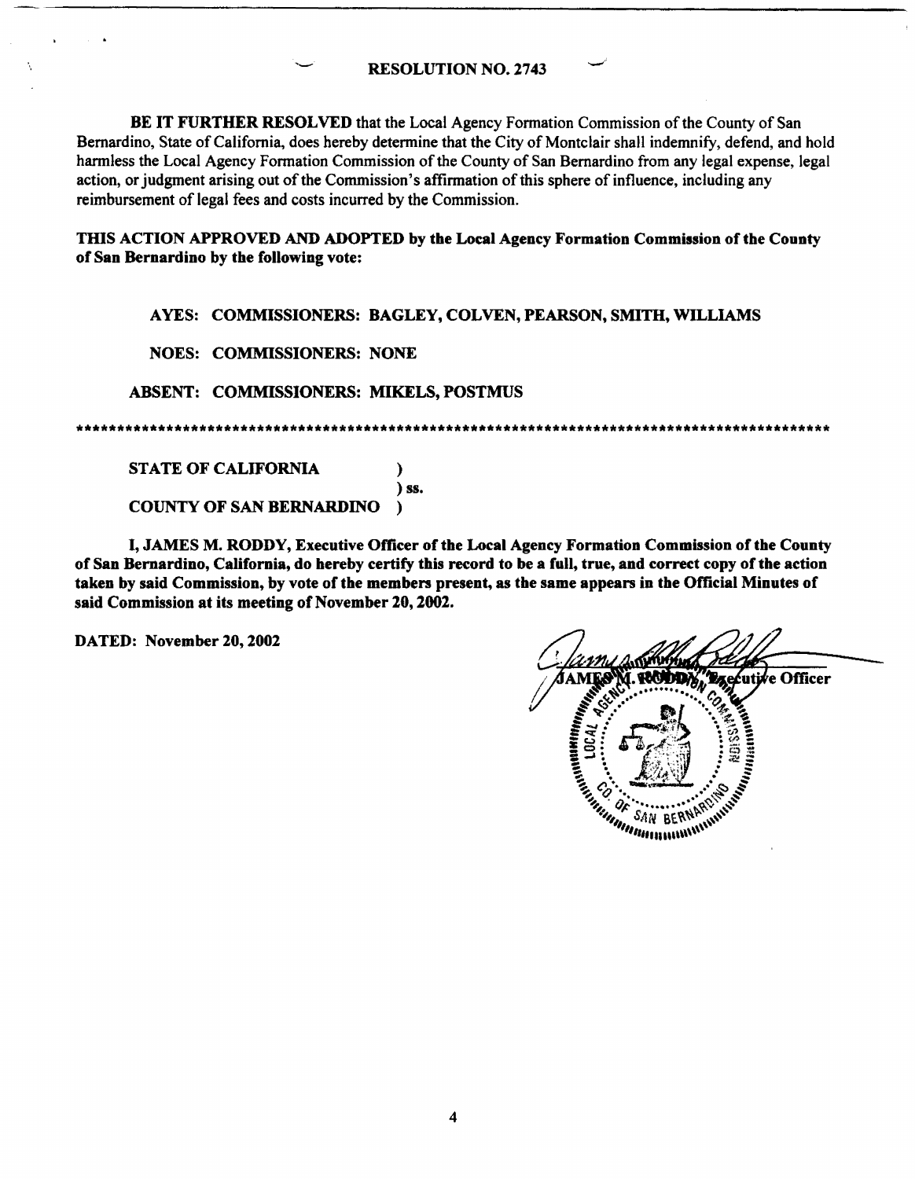**RESOLUTION NO. 2743**

**BE IT FURTHER RESOLVED** that the Local Agency Formation Commission of the County of San Bernardino, State of California, does hereby determine that the City of Montclair shall indemnify, defend, and hold harmless the Local Agency Formation Commission of the County of San Bernardino from any legal expense, legal action, or judgment arising out of the Commission's affirmation of this sphere of influence, including any reimbursement of legal fees and costs incurred by the Commission.

**THIS ACTION APPROVED AND ADOPTED by the Local Agency Formation Commission of the County of San Bernardino by the following vote:**

**AYES: COMMISSIONERS: BAGLEY, COLVEN, PEARSON, SMITH, WILLIAMS**

**NOES: COMMISSIONERS: NONE**

**ABSENT: COMMISSIONERS: MIKELS, POSTMUS**

****************************************************************************************************

**STATE OF CALIFORNIA )**
**) ss.**
**COUNTY OF SAN BERNARDINO )**

**I, JAMES M. RODDY, Executive Officer of the Local Agency Formation Commission of the County of San Bernardino, California, do hereby certify this record to be a full, true, and correct copy of the action taken by said Commission, by vote of the members present, as the same appears in the Official Minutes of said Commission at its meeting of November 20, 2002.**

**DATED: November 20, 2002**

**JAMES M. RODDY, Executive Officer**